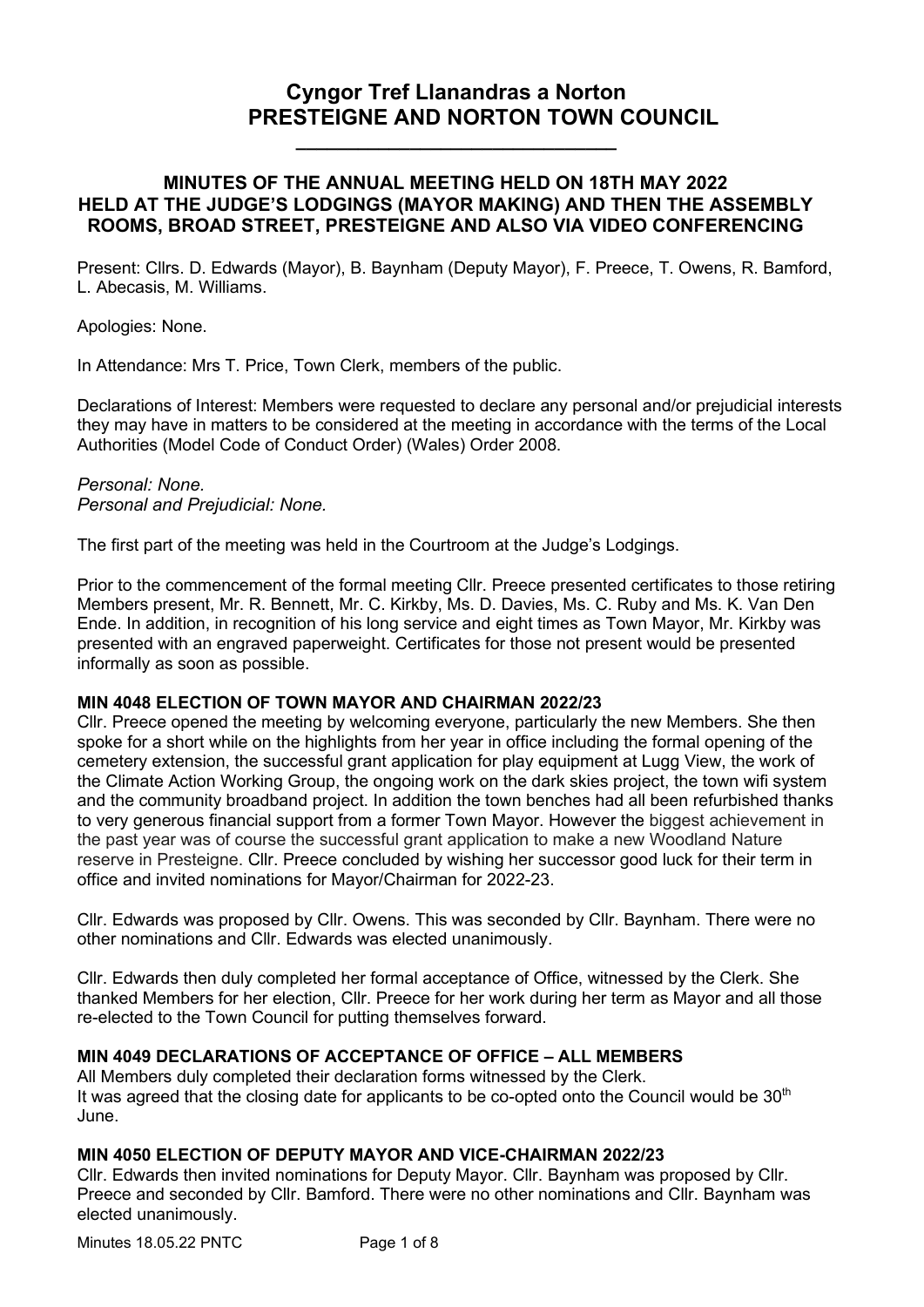# Cyngor Tref Llanandras a Norton
# PRESTEIGNE AND NORTON TOWN COUNCIL

## MINUTES OF THE ANNUAL MEETING HELD ON 18TH MAY 2022 HELD AT THE JUDGE'S LODGINGS (MAYOR MAKING) AND THEN THE ASSEMBLY ROOMS, BROAD STREET, PRESTEIGNE AND ALSO VIA VIDEO CONFERENCING

Present: Cllrs. D. Edwards (Mayor), B. Baynham (Deputy Mayor), F. Preece, T. Owens, R. Bamford, L. Abecasis, M. Williams.

Apologies: None.

In Attendance: Mrs T. Price, Town Clerk, members of the public.

Declarations of Interest: Members were requested to declare any personal and/or prejudicial interests they may have in matters to be considered at the meeting in accordance with the terms of the Local Authorities (Model Code of Conduct Order) (Wales) Order 2008.

*Personal: None.*
*Personal and Prejudicial: None.*

The first part of the meeting was held in the Courtroom at the Judge's Lodgings.

Prior to the commencement of the formal meeting Cllr. Preece presented certificates to those retiring Members present, Mr. R. Bennett, Mr. C. Kirkby, Ms. D. Davies, Ms. C. Ruby and Ms. K. Van Den Ende. In addition, in recognition of his long service and eight times as Town Mayor, Mr. Kirkby was presented with an engraved paperweight. Certificates for those not present would be presented informally as soon as possible.

**MIN 4048 ELECTION OF TOWN MAYOR AND CHAIRMAN 2022/23**

Cllr. Preece opened the meeting by welcoming everyone, particularly the new Members. She then spoke for a short while on the highlights from her year in office including the formal opening of the cemetery extension, the successful grant application for play equipment at Lugg View, the work of the Climate Action Working Group, the ongoing work on the dark skies project, the town wifi system and the community broadband project. In addition the town benches had all been refurbished thanks to very generous financial support from a former Town Mayor. However the biggest achievement in the past year was of course the successful grant application to make a new Woodland Nature reserve in Presteigne. Cllr. Preece concluded by wishing her successor good luck for their term in office and invited nominations for Mayor/Chairman for 2022-23.

Cllr. Edwards was proposed by Cllr. Owens. This was seconded by Cllr. Baynham. There were no other nominations and Cllr. Edwards was elected unanimously.

Cllr. Edwards then duly completed her formal acceptance of Office, witnessed by the Clerk. She thanked Members for her election, Cllr. Preece for her work during her term as Mayor and all those re-elected to the Town Council for putting themselves forward.

**MIN 4049 DECLARATIONS OF ACCEPTANCE OF OFFICE – ALL MEMBERS**

All Members duly completed their declaration forms witnessed by the Clerk.
It was agreed that the closing date for applicants to be co-opted onto the Council would be 30th June.

**MIN 4050 ELECTION OF DEPUTY MAYOR AND VICE-CHAIRMAN 2022/23**

Cllr. Edwards then invited nominations for Deputy Mayor. Cllr. Baynham was proposed by Cllr. Preece and seconded by Cllr. Bamford. There were no other nominations and Cllr. Baynham was elected unanimously.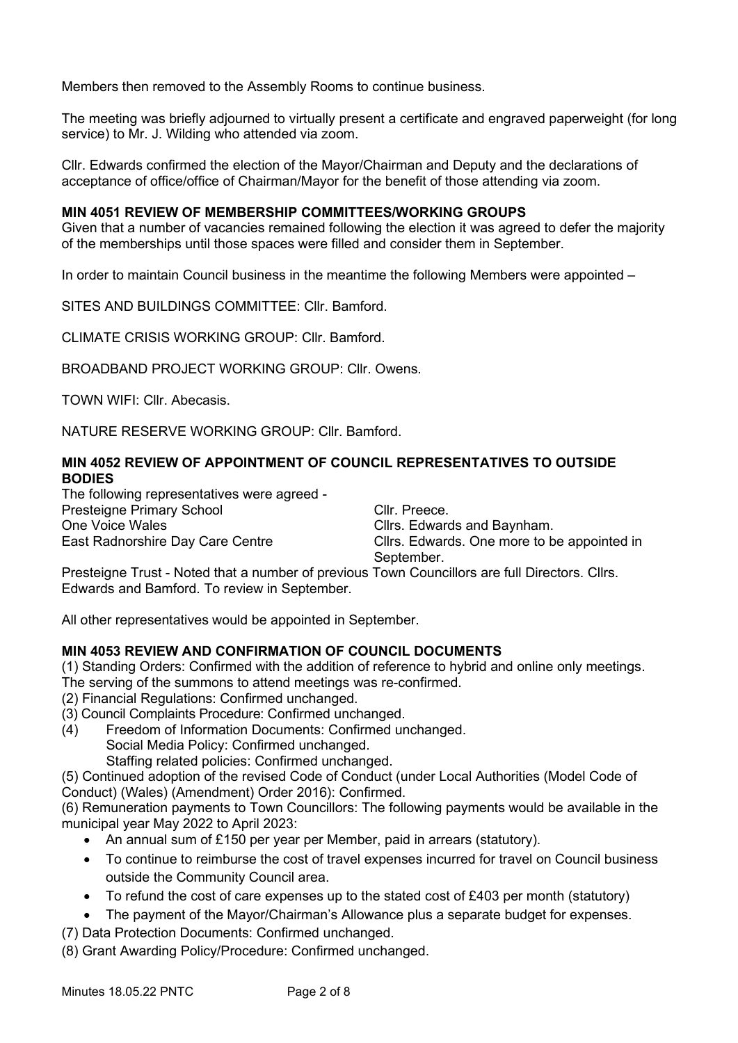Members then removed to the Assembly Rooms to continue business.

The meeting was briefly adjourned to virtually present a certificate and engraved paperweight (for long service) to Mr. J. Wilding who attended via zoom.

Cllr. Edwards confirmed the election of the Mayor/Chairman and Deputy and the declarations of acceptance of office/office of Chairman/Mayor for the benefit of those attending via zoom.

### MIN 4051 REVIEW OF MEMBERSHIP COMMITTEES/WORKING GROUPS

Given that a number of vacancies remained following the election it was agreed to defer the majority of the memberships until those spaces were filled and consider them in September.

In order to maintain Council business in the meantime the following Members were appointed –

SITES AND BUILDINGS COMMITTEE: Cllr. Bamford.

CLIMATE CRISIS WORKING GROUP: Cllr. Bamford.

BROADBAND PROJECT WORKING GROUP: Cllr. Owens.

TOWN WIFI: Cllr. Abecasis.

NATURE RESERVE WORKING GROUP: Cllr. Bamford.

### MIN 4052 REVIEW OF APPOINTMENT OF COUNCIL REPRESENTATIVES TO OUTSIDE BODIES

The following representatives were agreed -

| | |
|---|---|
| Presteigne Primary School | Cllr. Preece. |
| One Voice Wales | Cllrs. Edwards and Baynham. |
| East Radnorshire Day Care Centre | Cllrs. Edwards. One more to be appointed in September. |

Presteigne Trust - Noted that a number of previous Town Councillors are full Directors. Cllrs. Edwards and Bamford. To review in September.

All other representatives would be appointed in September.

### MIN 4053 REVIEW AND CONFIRMATION OF COUNCIL DOCUMENTS

(1) Standing Orders: Confirmed with the addition of reference to hybrid and online only meetings. The serving of the summons to attend meetings was re-confirmed.
(2) Financial Regulations: Confirmed unchanged.
(3) Council Complaints Procedure: Confirmed unchanged.
(4) Freedom of Information Documents: Confirmed unchanged.
Social Media Policy: Confirmed unchanged.
Staffing related policies: Confirmed unchanged.
(5) Continued adoption of the revised Code of Conduct (under Local Authorities (Model Code of Conduct) (Wales) (Amendment) Order 2016): Confirmed.
(6) Remuneration payments to Town Councillors: The following payments would be available in the municipal year May 2022 to April 2023:

- An annual sum of £150 per year per Member, paid in arrears (statutory).
- To continue to reimburse the cost of travel expenses incurred for travel on Council business outside the Community Council area.
- To refund the cost of care expenses up to the stated cost of £403 per month (statutory)
- The payment of the Mayor/Chairman's Allowance plus a separate budget for expenses.

(7) Data Protection Documents: Confirmed unchanged.
(8) Grant Awarding Policy/Procedure: Confirmed unchanged.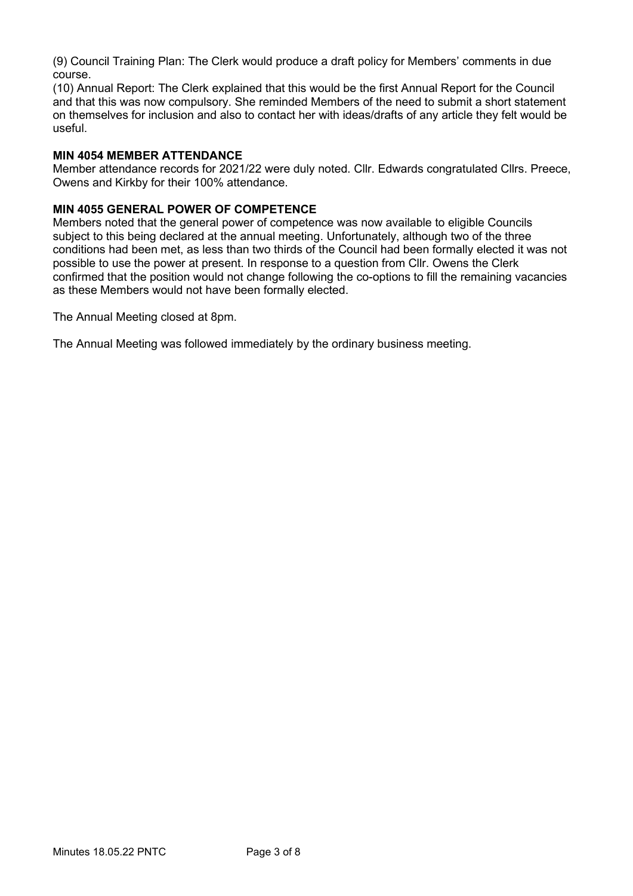(9) Council Training Plan: The Clerk would produce a draft policy for Members' comments in due course.
(10) Annual Report: The Clerk explained that this would be the first Annual Report for the Council and that this was now compulsory. She reminded Members of the need to submit a short statement on themselves for inclusion and also to contact her with ideas/drafts of any article they felt would be useful.

**MIN 4054 MEMBER ATTENDANCE**

Member attendance records for 2021/22 were duly noted. Cllr. Edwards congratulated Cllrs. Preece, Owens and Kirkby for their 100% attendance.

**MIN 4055 GENERAL POWER OF COMPETENCE**

Members noted that the general power of competence was now available to eligible Councils subject to this being declared at the annual meeting. Unfortunately, although two of the three conditions had been met, as less than two thirds of the Council had been formally elected it was not possible to use the power at present. In response to a question from Cllr. Owens the Clerk confirmed that the position would not change following the co-options to fill the remaining vacancies as these Members would not have been formally elected.

The Annual Meeting closed at 8pm.

The Annual Meeting was followed immediately by the ordinary business meeting.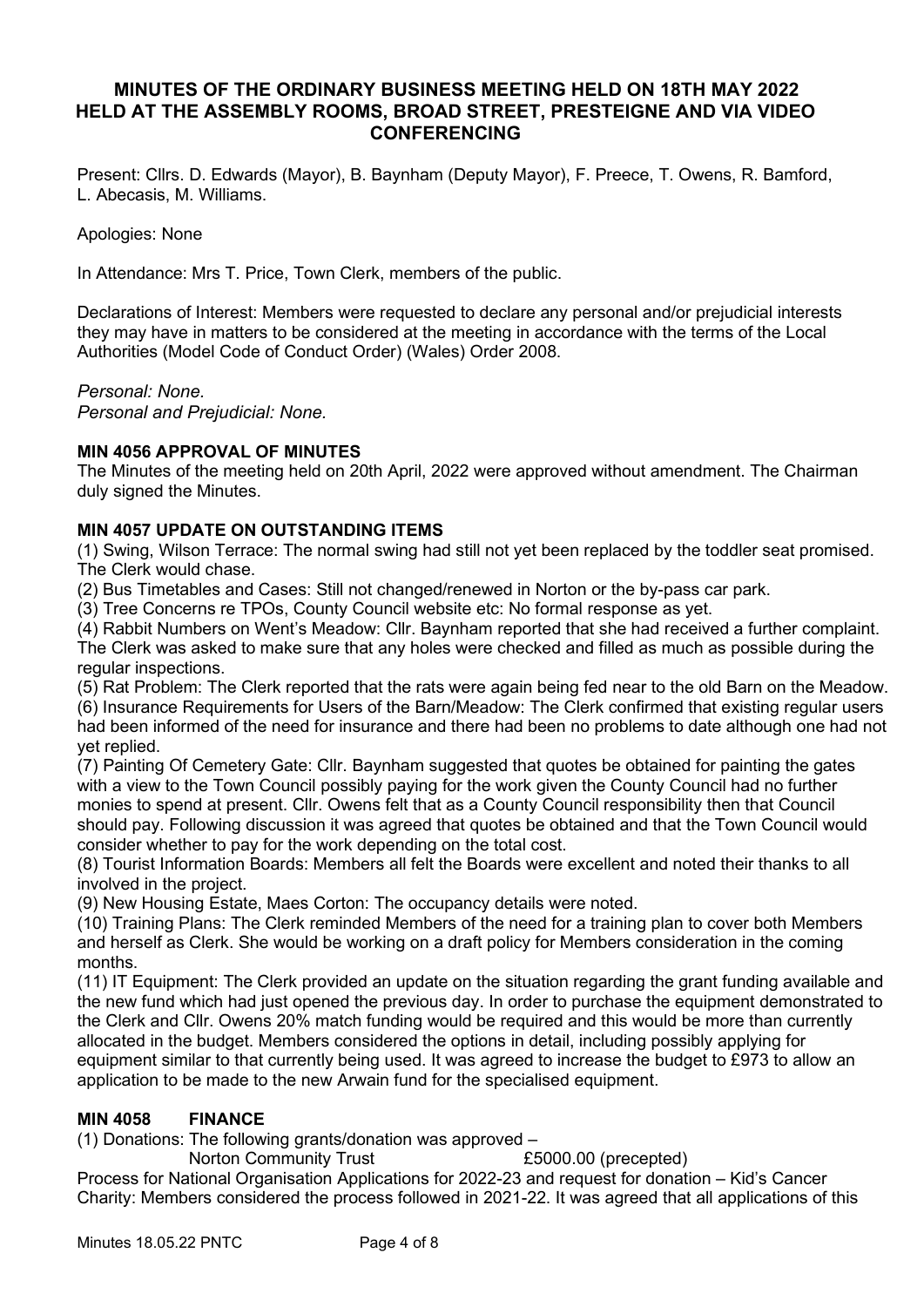**MINUTES OF THE ORDINARY BUSINESS MEETING HELD ON 18TH MAY 2022 HELD AT THE ASSEMBLY ROOMS, BROAD STREET, PRESTEIGNE AND VIA VIDEO CONFERENCING**

Present: Cllrs. D. Edwards (Mayor), B. Baynham (Deputy Mayor), F. Preece, T. Owens, R. Bamford, L. Abecasis, M. Williams.

Apologies: None

In Attendance: Mrs T. Price, Town Clerk, members of the public.

Declarations of Interest: Members were requested to declare any personal and/or prejudicial interests they may have in matters to be considered at the meeting in accordance with the terms of the Local Authorities (Model Code of Conduct Order) (Wales) Order 2008.

*Personal: None.*
*Personal and Prejudicial: None.*

**MIN 4056 APPROVAL OF MINUTES**

The Minutes of the meeting held on 20th April, 2022 were approved without amendment. The Chairman duly signed the Minutes.

**MIN 4057 UPDATE ON OUTSTANDING ITEMS**

(1) Swing, Wilson Terrace: The normal swing had still not yet been replaced by the toddler seat promised. The Clerk would chase.

(2) Bus Timetables and Cases: Still not changed/renewed in Norton or the by-pass car park.

(3) Tree Concerns re TPOs, County Council website etc: No formal response as yet.

(4) Rabbit Numbers on Went's Meadow: Cllr. Baynham reported that she had received a further complaint. The Clerk was asked to make sure that any holes were checked and filled as much as possible during the regular inspections.

(5) Rat Problem: The Clerk reported that the rats were again being fed near to the old Barn on the Meadow.

(6) Insurance Requirements for Users of the Barn/Meadow: The Clerk confirmed that existing regular users had been informed of the need for insurance and there had been no problems to date although one had not yet replied.

(7) Painting Of Cemetery Gate: Cllr. Baynham suggested that quotes be obtained for painting the gates with a view to the Town Council possibly paying for the work given the County Council had no further monies to spend at present. Cllr. Owens felt that as a County Council responsibility then that Council should pay. Following discussion it was agreed that quotes be obtained and that the Town Council would consider whether to pay for the work depending on the total cost.

(8) Tourist Information Boards: Members all felt the Boards were excellent and noted their thanks to all involved in the project.

(9) New Housing Estate, Maes Corton: The occupancy details were noted.

(10) Training Plans: The Clerk reminded Members of the need for a training plan to cover both Members and herself as Clerk. She would be working on a draft policy for Members consideration in the coming months.

(11) IT Equipment: The Clerk provided an update on the situation regarding the grant funding available and the new fund which had just opened the previous day. In order to purchase the equipment demonstrated to the Clerk and Cllr. Owens 20% match funding would be required and this would be more than currently allocated in the budget. Members considered the options in detail, including possibly applying for equipment similar to that currently being used. It was agreed to increase the budget to £973 to allow an application to be made to the new Arwain fund for the specialised equipment.

**MIN 4058 FINANCE**

(1) Donations: The following grants/donation was approved –

Norton Community Trust £5000.00 (precepted)

Process for National Organisation Applications for 2022-23 and request for donation – Kid's Cancer Charity: Members considered the process followed in 2021-22. It was agreed that all applications of this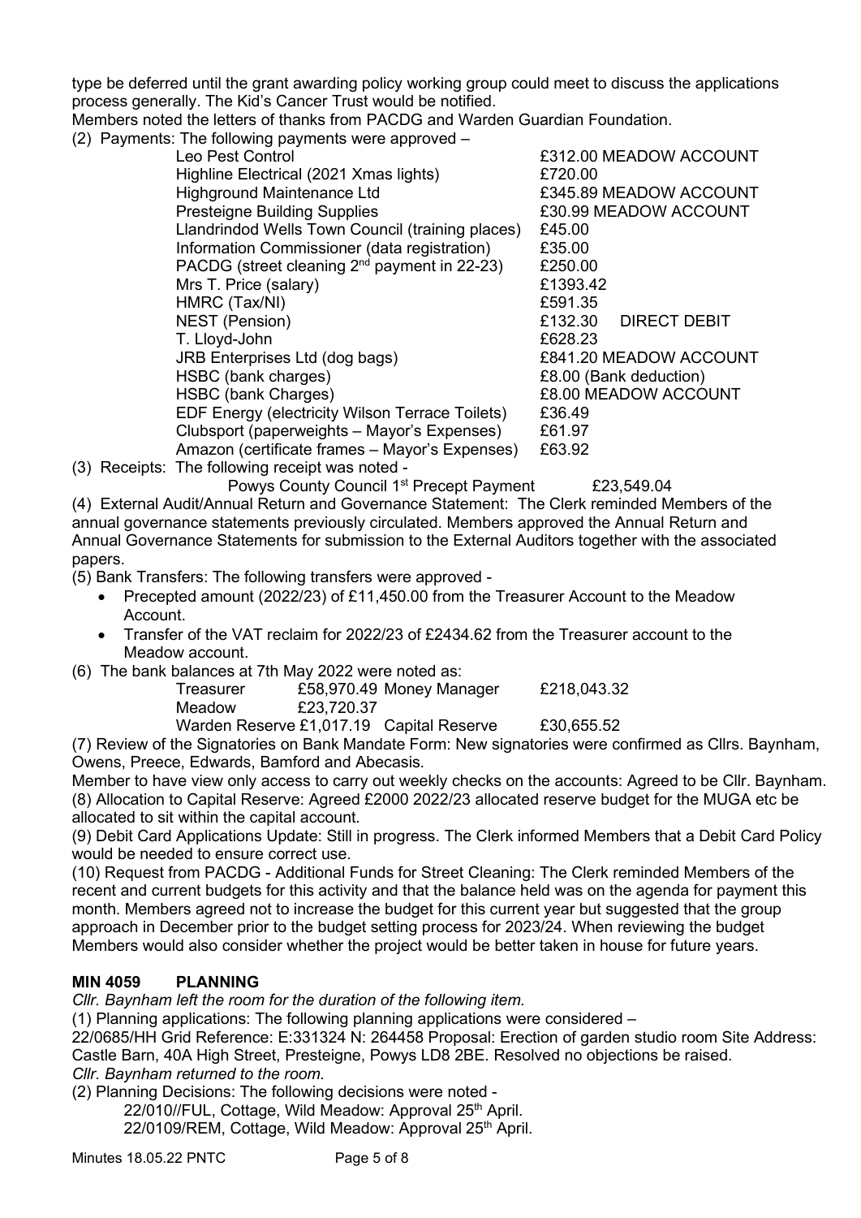type be deferred until the grant awarding policy working group could meet to discuss the applications process generally. The Kid's Cancer Trust would be notified.

Members noted the letters of thanks from PACDG and Warden Guardian Foundation.

(2) Payments: The following payments were approved –

| | |
|---|---|
| Leo Pest Control | £312.00 MEADOW ACCOUNT |
| Highline Electrical (2021 Xmas lights) | £720.00 |
| Highground Maintenance Ltd | £345.89 MEADOW ACCOUNT |
| Presteigne Building Supplies | £30.99 MEADOW ACCOUNT |
| Llandrindod Wells Town Council (training places) | £45.00 |
| Information Commissioner (data registration) | £35.00 |
| PACDG (street cleaning 2nd payment in 22-23) | £250.00 |
| Mrs T. Price (salary) | £1393.42 |
| HMRC (Tax/NI) | £591.35 |
| NEST (Pension) | £132.30 DIRECT DEBIT |
| T. Lloyd-John | £628.23 |
| JRB Enterprises Ltd (dog bags) | £841.20 MEADOW ACCOUNT |
| HSBC (bank charges) | £8.00 (Bank deduction) |
| HSBC (bank Charges) | £8.00 MEADOW ACCOUNT |
| EDF Energy (electricity Wilson Terrace Toilets) | £36.49 |
| Clubsport (paperweights – Mayor's Expenses) | £61.97 |
| Amazon (certificate frames – Mayor's Expenses) | £63.92 |

(3) Receipts: The following receipt was noted -

Powys County Council 1st Precept Payment £23,549.04

(4) External Audit/Annual Return and Governance Statement: The Clerk reminded Members of the annual governance statements previously circulated. Members approved the Annual Return and Annual Governance Statements for submission to the External Auditors together with the associated papers.

(5) Bank Transfers: The following transfers were approved -

- Precepted amount (2022/23) of £11,450.00 from the Treasurer Account to the Meadow Account.
- Transfer of the VAT reclaim for 2022/23 of £2434.62 from the Treasurer account to the Meadow account.

(6) The bank balances at 7th May 2022 were noted as:

| | | | |
|---|---|---|---|
| Treasurer | £58,970.49 | Money Manager | £218,043.32 |
| Meadow | £23,720.37 | | |
| Warden Reserve | £1,017.19 | Capital Reserve | £30,655.52 |

(7) Review of the Signatories on Bank Mandate Form: New signatories were confirmed as Cllrs. Baynham, Owens, Preece, Edwards, Bamford and Abecasis.

Member to have view only access to carry out weekly checks on the accounts: Agreed to be Cllr. Baynham.

(8) Allocation to Capital Reserve: Agreed £2000 2022/23 allocated reserve budget for the MUGA etc be allocated to sit within the capital account.

(9) Debit Card Applications Update: Still in progress. The Clerk informed Members that a Debit Card Policy would be needed to ensure correct use.

(10) Request from PACDG - Additional Funds for Street Cleaning: The Clerk reminded Members of the recent and current budgets for this activity and that the balance held was on the agenda for payment this month. Members agreed not to increase the budget for this current year but suggested that the group approach in December prior to the budget setting process for 2023/24. When reviewing the budget Members would also consider whether the project would be better taken in house for future years.

## MIN 4059 PLANNING

*Cllr. Baynham left the room for the duration of the following item.*

(1) Planning applications: The following planning applications were considered –

22/0685/HH Grid Reference: E:331324 N: 264458 Proposal: Erection of garden studio room Site Address: Castle Barn, 40A High Street, Presteigne, Powys LD8 2BE. Resolved no objections be raised.

*Cllr. Baynham returned to the room.*

(2) Planning Decisions: The following decisions were noted -

22/010//FUL, Cottage, Wild Meadow: Approval 25th April.
22/0109/REM, Cottage, Wild Meadow: Approval 25th April.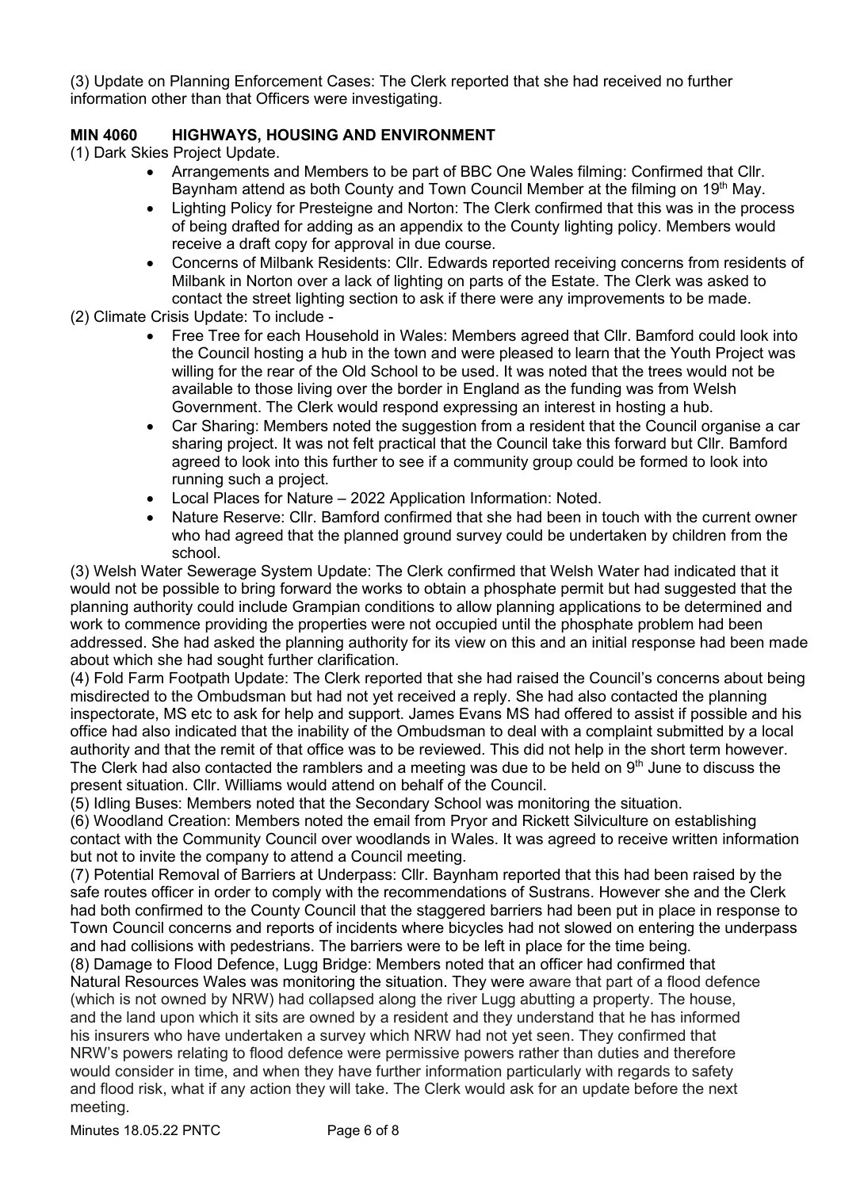(3) Update on Planning Enforcement Cases: The Clerk reported that she had received no further information other than that Officers were investigating.

**MIN 4060 HIGHWAYS, HOUSING AND ENVIRONMENT**

(1) Dark Skies Project Update.

- Arrangements and Members to be part of BBC One Wales filming: Confirmed that Cllr. Baynham attend as both County and Town Council Member at the filming on 19th May.
- Lighting Policy for Presteigne and Norton: The Clerk confirmed that this was in the process of being drafted for adding as an appendix to the County lighting policy. Members would receive a draft copy for approval in due course.
- Concerns of Milbank Residents: Cllr. Edwards reported receiving concerns from residents of Milbank in Norton over a lack of lighting on parts of the Estate. The Clerk was asked to contact the street lighting section to ask if there were any improvements to be made.

(2) Climate Crisis Update: To include -

- Free Tree for each Household in Wales: Members agreed that Cllr. Bamford could look into the Council hosting a hub in the town and were pleased to learn that the Youth Project was willing for the rear of the Old School to be used. It was noted that the trees would not be available to those living over the border in England as the funding was from Welsh Government. The Clerk would respond expressing an interest in hosting a hub.
- Car Sharing: Members noted the suggestion from a resident that the Council organise a car sharing project. It was not felt practical that the Council take this forward but Cllr. Bamford agreed to look into this further to see if a community group could be formed to look into running such a project.
- Local Places for Nature – 2022 Application Information: Noted.
- Nature Reserve: Cllr. Bamford confirmed that she had been in touch with the current owner who had agreed that the planned ground survey could be undertaken by children from the school.

(3) Welsh Water Sewerage System Update: The Clerk confirmed that Welsh Water had indicated that it would not be possible to bring forward the works to obtain a phosphate permit but had suggested that the planning authority could include Grampian conditions to allow planning applications to be determined and work to commence providing the properties were not occupied until the phosphate problem had been addressed. She had asked the planning authority for its view on this and an initial response had been made about which she had sought further clarification.

(4) Fold Farm Footpath Update: The Clerk reported that she had raised the Council's concerns about being misdirected to the Ombudsman but had not yet received a reply. She had also contacted the planning inspectorate, MS etc to ask for help and support. James Evans MS had offered to assist if possible and his office had also indicated that the inability of the Ombudsman to deal with a complaint submitted by a local authority and that the remit of that office was to be reviewed. This did not help in the short term however. The Clerk had also contacted the ramblers and a meeting was due to be held on 9th June to discuss the present situation. Cllr. Williams would attend on behalf of the Council.

(5) Idling Buses: Members noted that the Secondary School was monitoring the situation.

(6) Woodland Creation: Members noted the email from Pryor and Rickett Silviculture on establishing contact with the Community Council over woodlands in Wales. It was agreed to receive written information but not to invite the company to attend a Council meeting.

(7) Potential Removal of Barriers at Underpass: Cllr. Baynham reported that this had been raised by the safe routes officer in order to comply with the recommendations of Sustrans. However she and the Clerk had both confirmed to the County Council that the staggered barriers had been put in place in response to Town Council concerns and reports of incidents where bicycles had not slowed on entering the underpass and had collisions with pedestrians. The barriers were to be left in place for the time being.

(8) Damage to Flood Defence, Lugg Bridge: Members noted that an officer had confirmed that Natural Resources Wales was monitoring the situation. They were aware that part of a flood defence (which is not owned by NRW) had collapsed along the river Lugg abutting a property. The house, and the land upon which it sits are owned by a resident and they understand that he has informed his insurers who have undertaken a survey which NRW had not yet seen. They confirmed that NRW's powers relating to flood defence were permissive powers rather than duties and therefore would consider in time, and when they have further information particularly with regards to safety and flood risk, what if any action they will take. The Clerk would ask for an update before the next meeting.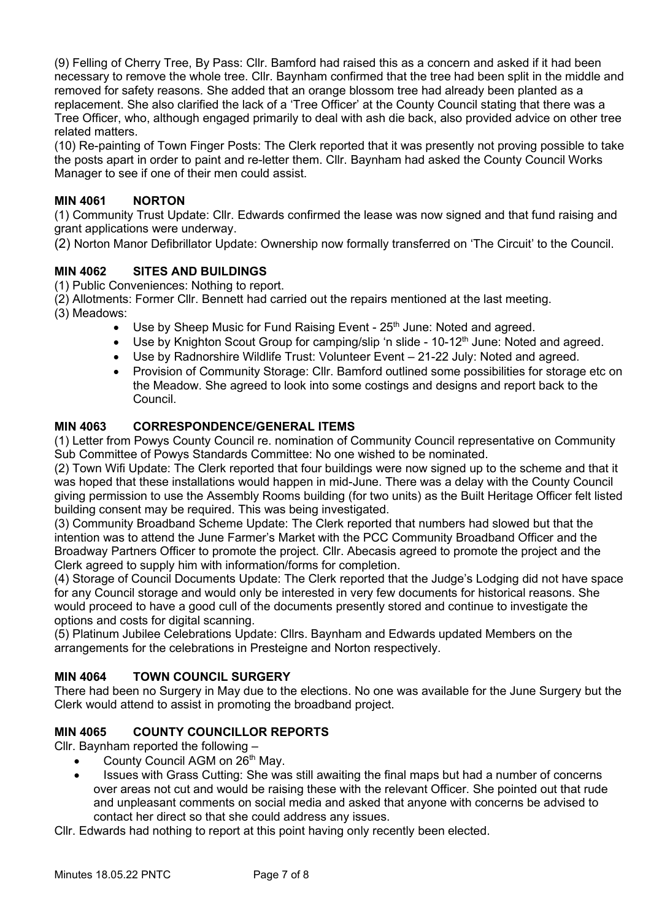(9) Felling of Cherry Tree, By Pass: Cllr. Bamford had raised this as a concern and asked if it had been necessary to remove the whole tree. Cllr. Baynham confirmed that the tree had been split in the middle and removed for safety reasons. She added that an orange blossom tree had already been planted as a replacement. She also clarified the lack of a 'Tree Officer' at the County Council stating that there was a Tree Officer, who, although engaged primarily to deal with ash die back, also provided advice on other tree related matters.

(10) Re-painting of Town Finger Posts: The Clerk reported that it was presently not proving possible to take the posts apart in order to paint and re-letter them. Cllr. Baynham had asked the County Council Works Manager to see if one of their men could assist.

### MIN 4061 NORTON

(1) Community Trust Update: Cllr. Edwards confirmed the lease was now signed and that fund raising and grant applications were underway.

(2) Norton Manor Defibrillator Update: Ownership now formally transferred on 'The Circuit' to the Council.

### MIN 4062 SITES AND BUILDINGS

(1) Public Conveniences: Nothing to report.

(2) Allotments: Former Cllr. Bennett had carried out the repairs mentioned at the last meeting.

(3) Meadows:

- Use by Sheep Music for Fund Raising Event - 25th June: Noted and agreed.
- Use by Knighton Scout Group for camping/slip 'n slide - 10-12th June: Noted and agreed.
- Use by Radnorshire Wildlife Trust: Volunteer Event – 21-22 July: Noted and agreed.
- Provision of Community Storage: Cllr. Bamford outlined some possibilities for storage etc on the Meadow. She agreed to look into some costings and designs and report back to the Council.

### MIN 4063 CORRESPONDENCE/GENERAL ITEMS

(1) Letter from Powys County Council re. nomination of Community Council representative on Community Sub Committee of Powys Standards Committee: No one wished to be nominated.

(2) Town Wifi Update: The Clerk reported that four buildings were now signed up to the scheme and that it was hoped that these installations would happen in mid-June. There was a delay with the County Council giving permission to use the Assembly Rooms building (for two units) as the Built Heritage Officer felt listed building consent may be required. This was being investigated.

(3) Community Broadband Scheme Update: The Clerk reported that numbers had slowed but that the intention was to attend the June Farmer's Market with the PCC Community Broadband Officer and the Broadway Partners Officer to promote the project. Cllr. Abecasis agreed to promote the project and the Clerk agreed to supply him with information/forms for completion.

(4) Storage of Council Documents Update: The Clerk reported that the Judge's Lodging did not have space for any Council storage and would only be interested in very few documents for historical reasons. She would proceed to have a good cull of the documents presently stored and continue to investigate the options and costs for digital scanning.

(5) Platinum Jubilee Celebrations Update: Cllrs. Baynham and Edwards updated Members on the arrangements for the celebrations in Presteigne and Norton respectively.

### MIN 4064 TOWN COUNCIL SURGERY

There had been no Surgery in May due to the elections. No one was available for the June Surgery but the Clerk would attend to assist in promoting the broadband project.

### MIN 4065 COUNTY COUNCILLOR REPORTS

Cllr. Baynham reported the following –

- County Council AGM on 26th May.
- Issues with Grass Cutting: She was still awaiting the final maps but had a number of concerns over areas not cut and would be raising these with the relevant Officer. She pointed out that rude and unpleasant comments on social media and asked that anyone with concerns be advised to contact her direct so that she could address any issues.

Cllr. Edwards had nothing to report at this point having only recently been elected.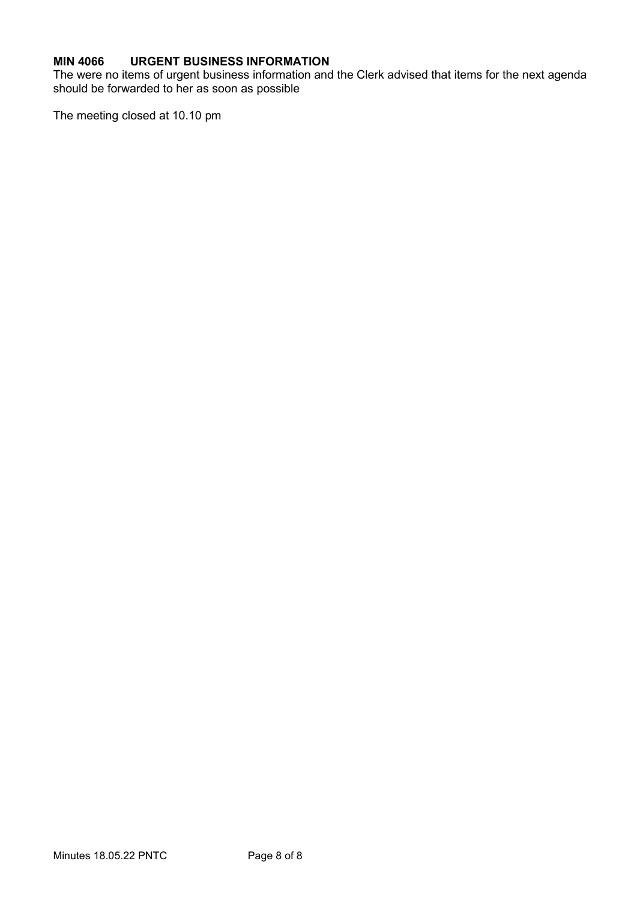**MIN 4066 URGENT BUSINESS INFORMATION**

The were no items of urgent business information and the Clerk advised that items for the next agenda should be forwarded to her as soon as possible

The meeting closed at 10.10 pm